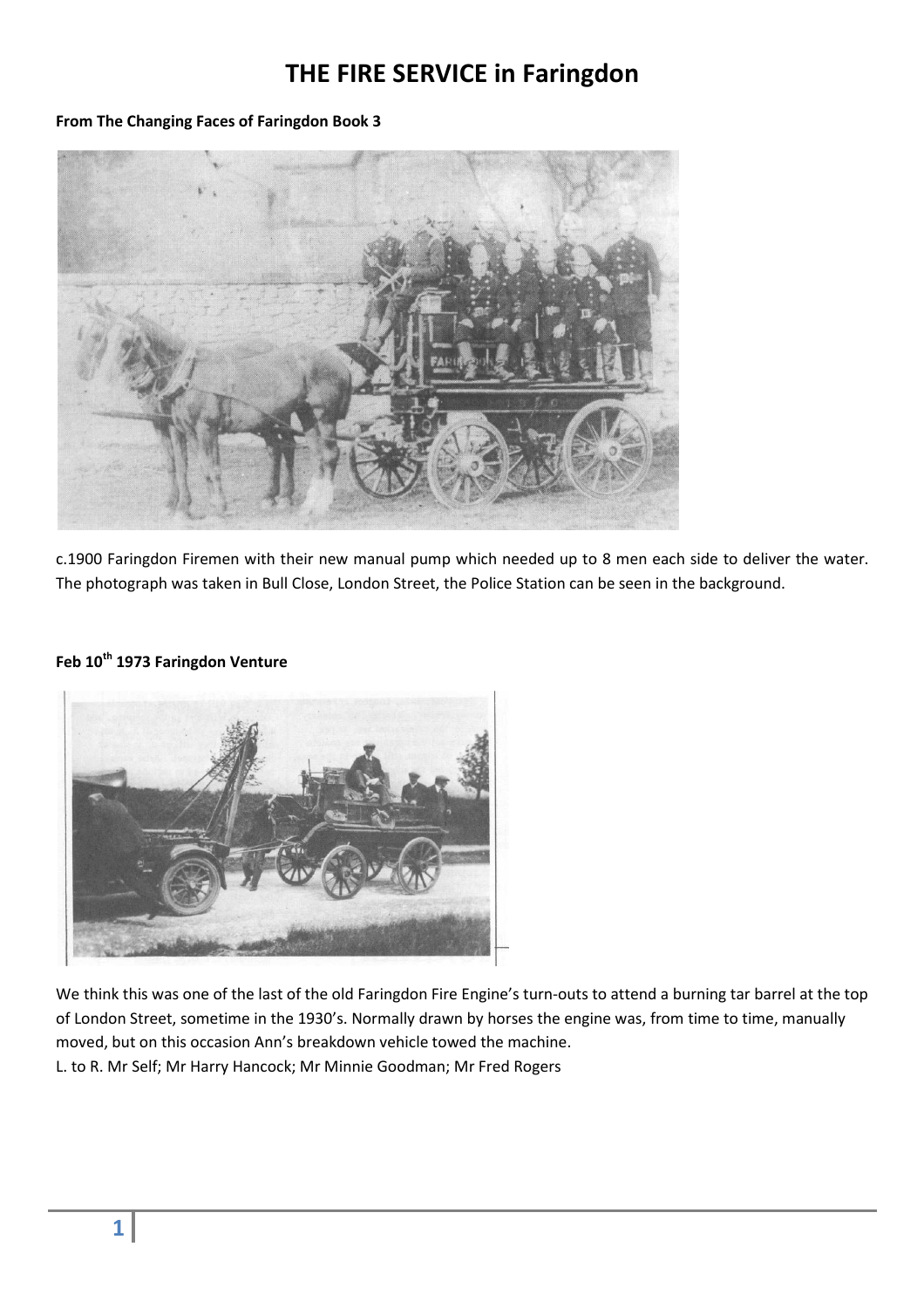# THE FIRE SERVICE in Faringdon

**From The Changing Faces of Faringdon Book 3**

c.1900 Faringdon Firemen with their new manual pump which needed up to 8 men each side to deliver the water. The photograph was taken in Bull Close, London Street, the Police Station can be seen in the background.

**Feb 10th 1973 Faringdon Venture**

We think this was one of the last of the old Faringdon Fire Engine's turn-outs to attend a burning tar barrel at the top of London Street, sometime in the 1930's. Normally drawn by horses the engine was, from time to time, manually moved, but on this occasion Ann's breakdown vehicle towed the machine.
L. to R. Mr Self; Mr Harry Hancock; Mr Minnie Goodman; Mr Fred Rogers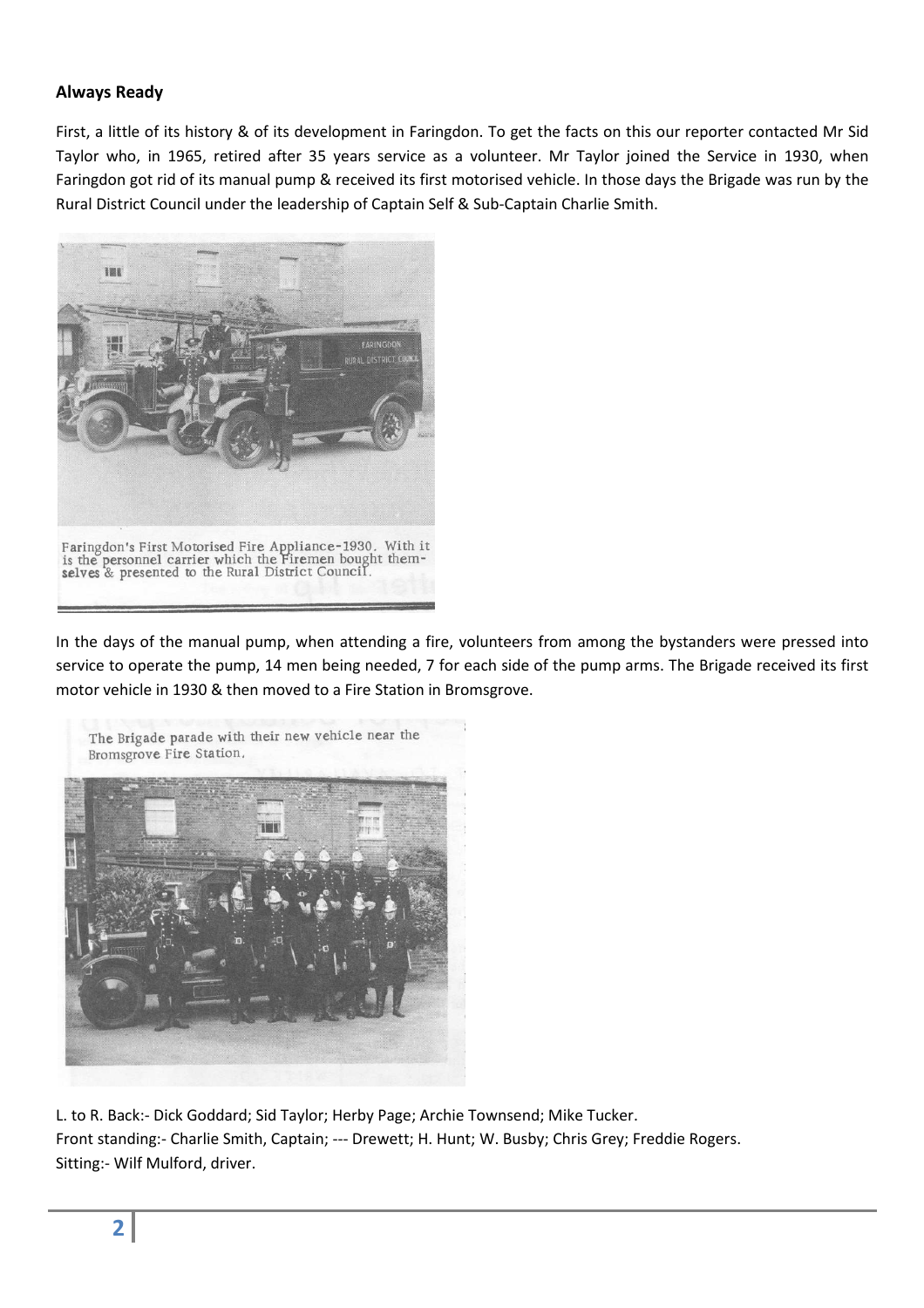## Always Ready

First, a little of its history & of its development in Faringdon. To get the facts on this our reporter contacted Mr Sid Taylor who, in 1965, retired after 35 years service as a volunteer. Mr Taylor joined the Service in 1930, when Faringdon got rid of its manual pump & received its first motorised vehicle. In those days the Brigade was run by the Rural District Council under the leadership of Captain Self & Sub-Captain Charlie Smith.

Faringdon's First Motorised Fire Appliance-1930. With it is the personnel carrier which the Firemen bought themselves & presented to the Rural District Council.

In the days of the manual pump, when attending a fire, volunteers from among the bystanders were pressed into service to operate the pump, 14 men being needed, 7 for each side of the pump arms. The Brigade received its first motor vehicle in 1930 & then moved to a Fire Station in Bromsgrove.

The Brigade parade with their new vehicle near the Bromsgrove Fire Station.

L. to R. Back:- Dick Goddard; Sid Taylor; Herby Page; Archie Townsend; Mike Tucker.
Front standing:- Charlie Smith, Captain; --- Drewett; H. Hunt; W. Busby; Chris Grey; Freddie Rogers.
Sitting:- Wilf Mulford, driver.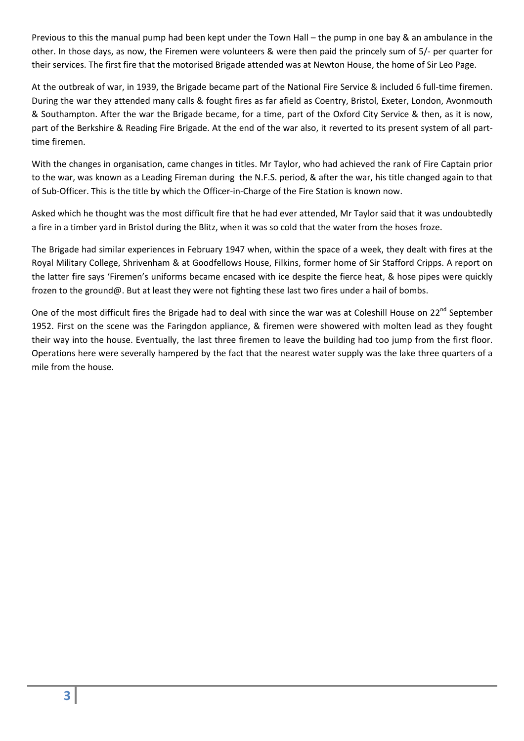Previous to this the manual pump had been kept under the Town Hall – the pump in one bay & an ambulance in the other. In those days, as now, the Firemen were volunteers & were then paid the princely sum of 5/- per quarter for their services. The first fire that the motorised Brigade attended was at Newton House, the home of Sir Leo Page.

At the outbreak of war, in 1939, the Brigade became part of the National Fire Service & included 6 full-time firemen. During the war they attended many calls & fought fires as far afield as Coentry, Bristol, Exeter, London, Avonmouth & Southampton. After the war the Brigade became, for a time, part of the Oxford City Service & then, as it is now, part of the Berkshire & Reading Fire Brigade. At the end of the war also, it reverted to its present system of all part-time firemen.

With the changes in organisation, came changes in titles. Mr Taylor, who had achieved the rank of Fire Captain prior to the war, was known as a Leading Fireman during the N.F.S. period, & after the war, his title changed again to that of Sub-Officer. This is the title by which the Officer-in-Charge of the Fire Station is known now.

Asked which he thought was the most difficult fire that he had ever attended, Mr Taylor said that it was undoubtedly a fire in a timber yard in Bristol during the Blitz, when it was so cold that the water from the hoses froze.

The Brigade had similar experiences in February 1947 when, within the space of a week, they dealt with fires at the Royal Military College, Shrivenham & at Goodfellows House, Filkins, former home of Sir Stafford Cripps. A report on the latter fire says 'Firemen's uniforms became encased with ice despite the fierce heat, & hose pipes were quickly frozen to the ground@. But at least they were not fighting these last two fires under a hail of bombs.

One of the most difficult fires the Brigade had to deal with since the war was at Coleshill House on 22nd September 1952. First on the scene was the Faringdon appliance, & firemen were showered with molten lead as they fought their way into the house. Eventually, the last three firemen to leave the building had too jump from the first floor. Operations here were severally hampered by the fact that the nearest water supply was the lake three quarters of a mile from the house.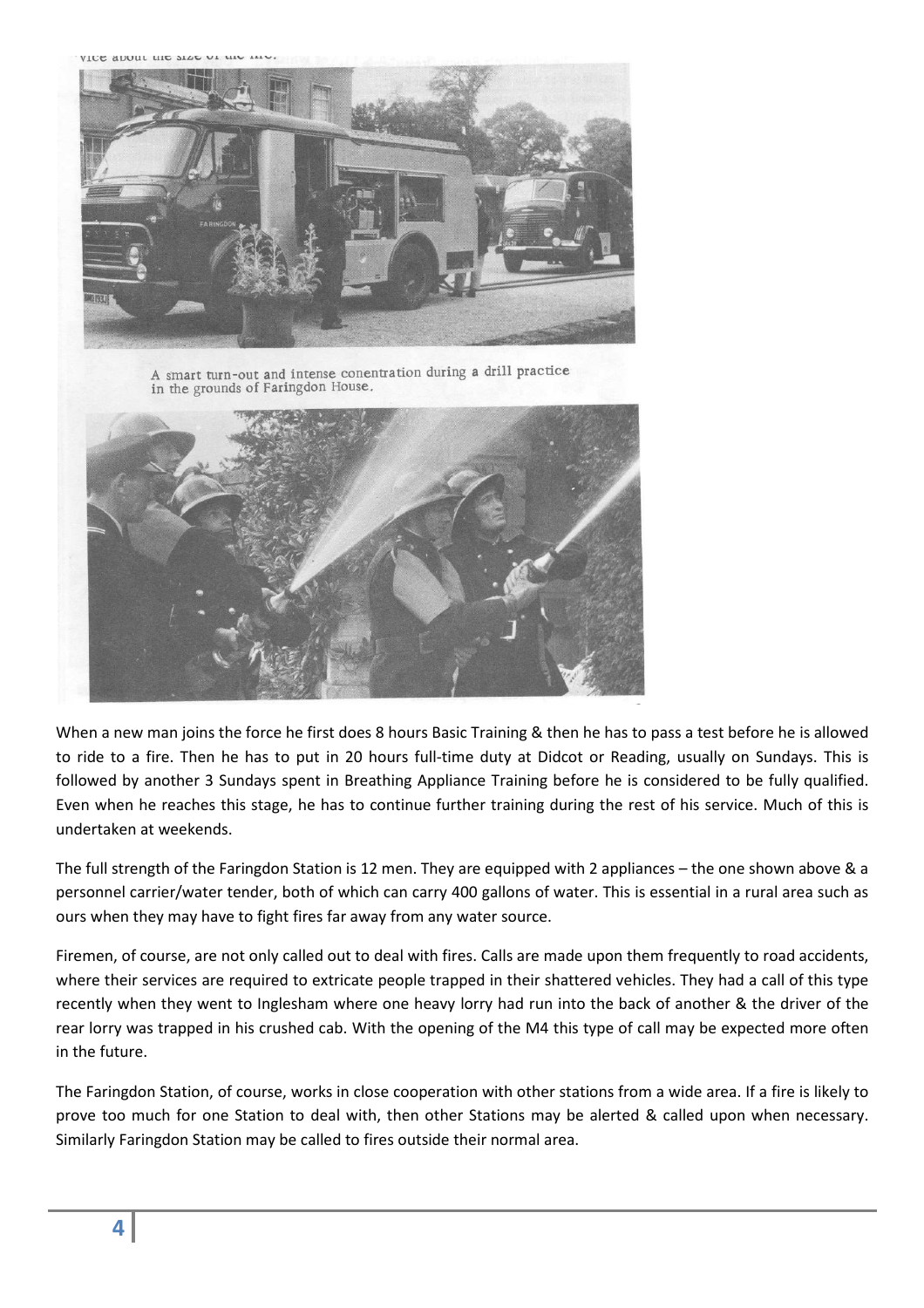vice about the size of the fire.

A smart turn-out and intense conentration during a drill practice in the grounds of Faringdon House.

When a new man joins the force he first does 8 hours Basic Training & then he has to pass a test before he is allowed to ride to a fire. Then he has to put in 20 hours full-time duty at Didcot or Reading, usually on Sundays. This is followed by another 3 Sundays spent in Breathing Appliance Training before he is considered to be fully qualified. Even when he reaches this stage, he has to continue further training during the rest of his service. Much of this is undertaken at weekends.

The full strength of the Faringdon Station is 12 men. They are equipped with 2 appliances – the one shown above & a personnel carrier/water tender, both of which can carry 400 gallons of water. This is essential in a rural area such as ours when they may have to fight fires far away from any water source.

Firemen, of course, are not only called out to deal with fires. Calls are made upon them frequently to road accidents, where their services are required to extricate people trapped in their shattered vehicles. They had a call of this type recently when they went to Inglesham where one heavy lorry had run into the back of another & the driver of the rear lorry was trapped in his crushed cab. With the opening of the M4 this type of call may be expected more often in the future.

The Faringdon Station, of course, works in close cooperation with other stations from a wide area. If a fire is likely to prove too much for one Station to deal with, then other Stations may be alerted & called upon when necessary. Similarly Faringdon Station may be called to fires outside their normal area.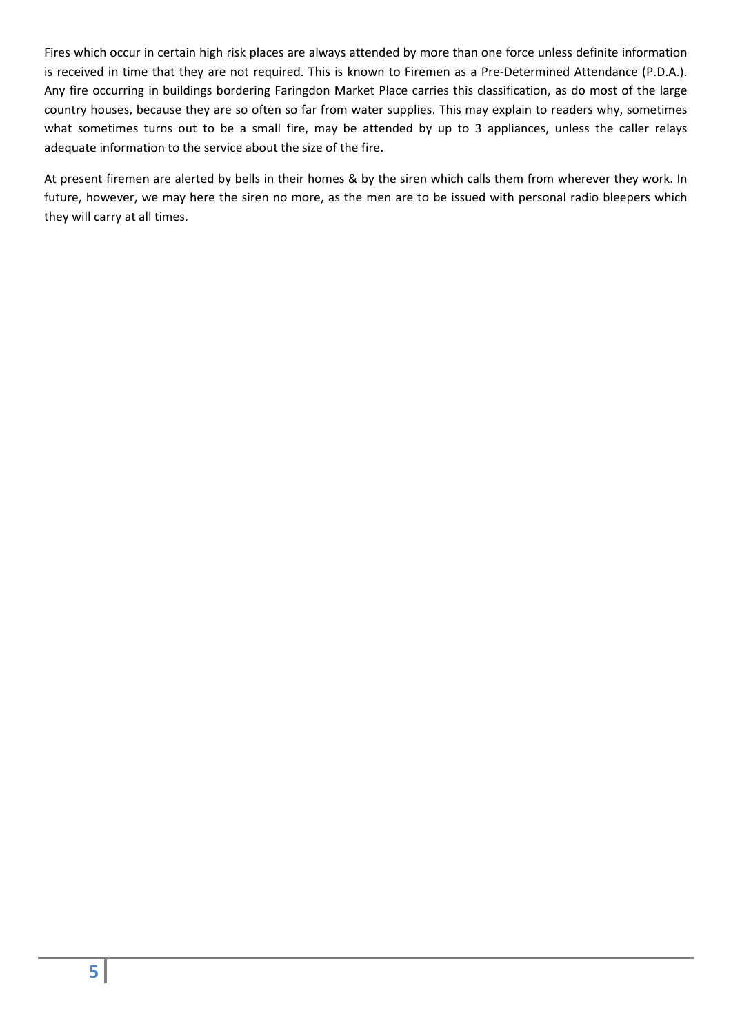Fires which occur in certain high risk places are always attended by more than one force unless definite information is received in time that they are not required. This is known to Firemen as a Pre-Determined Attendance (P.D.A.). Any fire occurring in buildings bordering Faringdon Market Place carries this classification, as do most of the large country houses, because they are so often so far from water supplies. This may explain to readers why, sometimes what sometimes turns out to be a small fire, may be attended by up to 3 appliances, unless the caller relays adequate information to the service about the size of the fire.

At present firemen are alerted by bells in their homes & by the siren which calls them from wherever they work. In future, however, we may here the siren no more, as the men are to be issued with personal radio bleepers which they will carry at all times.